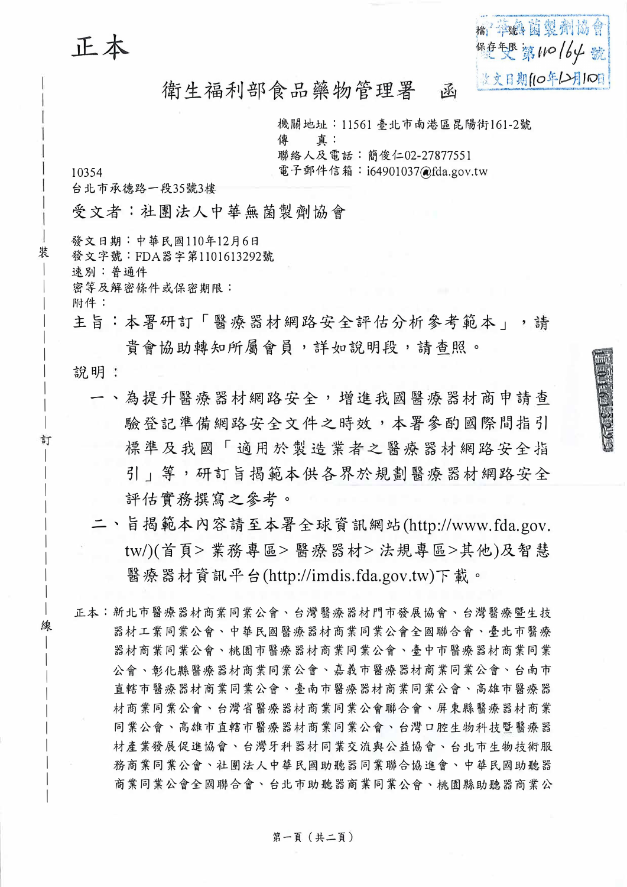正本

檔號：
保存年限：

中華無菌製劑協會
收文 第110164號
收文日期110年12月10日

# 衛生福利部食品藥物管理署　函

機關地址：11561 臺北市南港區昆陽街161-2號
傳　　真：
聯絡人及電話：簡俊仁02-27877551
電子郵件信箱：i64901037@fda.gov.tw

10354
台北市承德路一段35號3樓

受文者：社團法人中華無菌製劑協會

發文日期：中華民國110年12月6日
發文字號：FDA器字第1101613292號
速別：普通件
密等及解密條件或保密期限：
附件：

主旨：本署研訂「醫療器材網路安全評估分析參考範本」，請貴會協助轉知所屬會員，詳如說明段，請查照。

說明：

一、為提升醫療器材網路安全，增進我國醫療器材商申請查驗登記準備網路安全文件之時效，本署參酌國際間指引標準及我國「適用於製造業者之醫療器材網路安全指引」等，研訂旨揭範本供各界於規劃醫療器材網路安全評估實務撰寫之參考。

二、旨揭範本內容請至本署全球資訊網站(http://www.fda.gov.tw/)(首頁> 業務專區> 醫療器材> 法規專區>其他)及智慧醫療器材資訊平台(http://imdis.fda.gov.tw)下載。

正本：新北市醫療器材商業同業公會、台灣醫療器材門市發展協會、台灣醫療暨生技器材工業同業公會、中華民國醫療器材商業同業公會全國聯合會、臺北市醫療器材商業同業公會、桃園市醫療器材商業同業公會、臺中市醫療器材商業同業公會、彰化縣醫療器材商業同業公會、嘉義市醫療器材商業同業公會、台南市直轄市醫療器材商業同業公會、臺南市醫療器材商業同業公會、高雄市醫療器材商業同業公會、台灣省醫療器材商業同業公會聯合會、屏東縣醫療器材商業同業公會、高雄市直轄市醫療器材商業同業公會、台灣口腔生物科技暨醫療器材產業發展促進協會、台灣牙科器材同業交流與公益協會、台北市生物技術服務商業同業公會、社團法人中華民國助聽器同業聯合協進會、中華民國助聽器商業同業公會全國聯合會、台北市助聽器商業同業公會、桃園縣助聽器商業公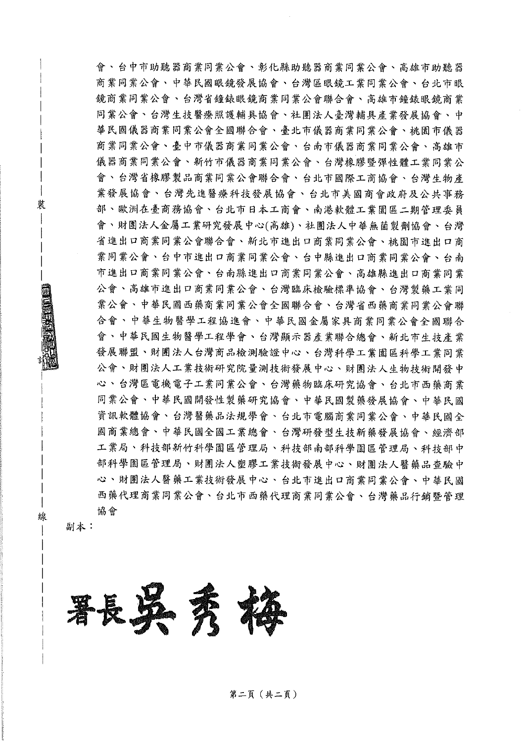會、台中市助聽器商業同業公會、彰化縣助聽器商業同業公會、高雄市助聽器商業同業公會、中華民國眼鏡發展協會、台灣區眼鏡工業同業公會、台北市眼鏡商業同業公會、台灣省鐘錶眼鏡商業同業公會聯合會、高雄市鐘錶眼鏡商業同業公會、台灣生技醫療照護輔具協會、社團法人臺灣輔具產業發展協會、中華民國儀器商業同業公會全國聯合會、臺北市儀器商業同業公會、桃園市儀器商業同業公會、臺中市儀器商業同業公會、台南市儀器商業同業公會、高雄市儀器商業同業公會、新竹市儀器商業同業公會、台灣橡膠暨彈性體工業同業公會、台灣省橡膠製品商業同業公會聯合會、台北市國際工商協會、台灣生物產業發展協會、台灣先進醫療科技發展協會、台北市美國商會政府及公共事務部、歐洲在臺商務協會、台北市日本工商會、南港軟體工業園區二期管理委員會、財團法人金屬工業研究發展中心(高雄)、社團法人中華無菌製劑協會、台灣省進出口商業同業公會聯合會、新北市進出口商業同業公會、桃園市進出口商業同業公會、台中市進出口商業同業公會、台中縣進出口商業同業公會、台南市進出口商業同業公會、台南縣進出口商業同業公會、高雄縣進出口商業同業公會、高雄市進出口商業同業公會、台灣臨床檢驗標準協會、台灣製藥工業同業公會、中華民國西藥商業同業公會全國聯合會、台灣省西藥商業同業公會聯合會、中華生物醫學工程協進會、中華民國金屬家具商業同業公會全國聯合會、中華民國生物醫學工程學會、台灣顯示器產業聯合總會、新北市生技產業發展聯盟、財團法人台灣商品檢測驗證中心、台灣科學工業園區科學工業同業公會、財團法人工業技術研究院量測技術發展中心、財團法人生物技術開發中心、台灣區電機電子工業同業公會、台灣藥物臨床研究協會、台北市西藥商業同業公會、中華民國開發性製藥研究協會、中華民國製藥發展協會、中華民國資訊軟體協會、台灣醫藥品法規學會、台北市電腦商業同業公會、中華民國全國商業總會、中華民國全國工業總會、台灣研發型生技新藥發展協會、經濟部工業局、科技部新竹科學園區管理局、科技部南部科學園區管理局、科技部中部科學園區管理局、財團法人塑膠工業技術發展中心、財團法人醫藥品查驗中心、財團法人醫藥工業技術發展中心、台北市進出口商業同業公會、中華民國西藥代理商業同業公會、台北市西藥代理商業同業公會、台灣藥品行銷暨管理協會

副本：

署長吳秀梅